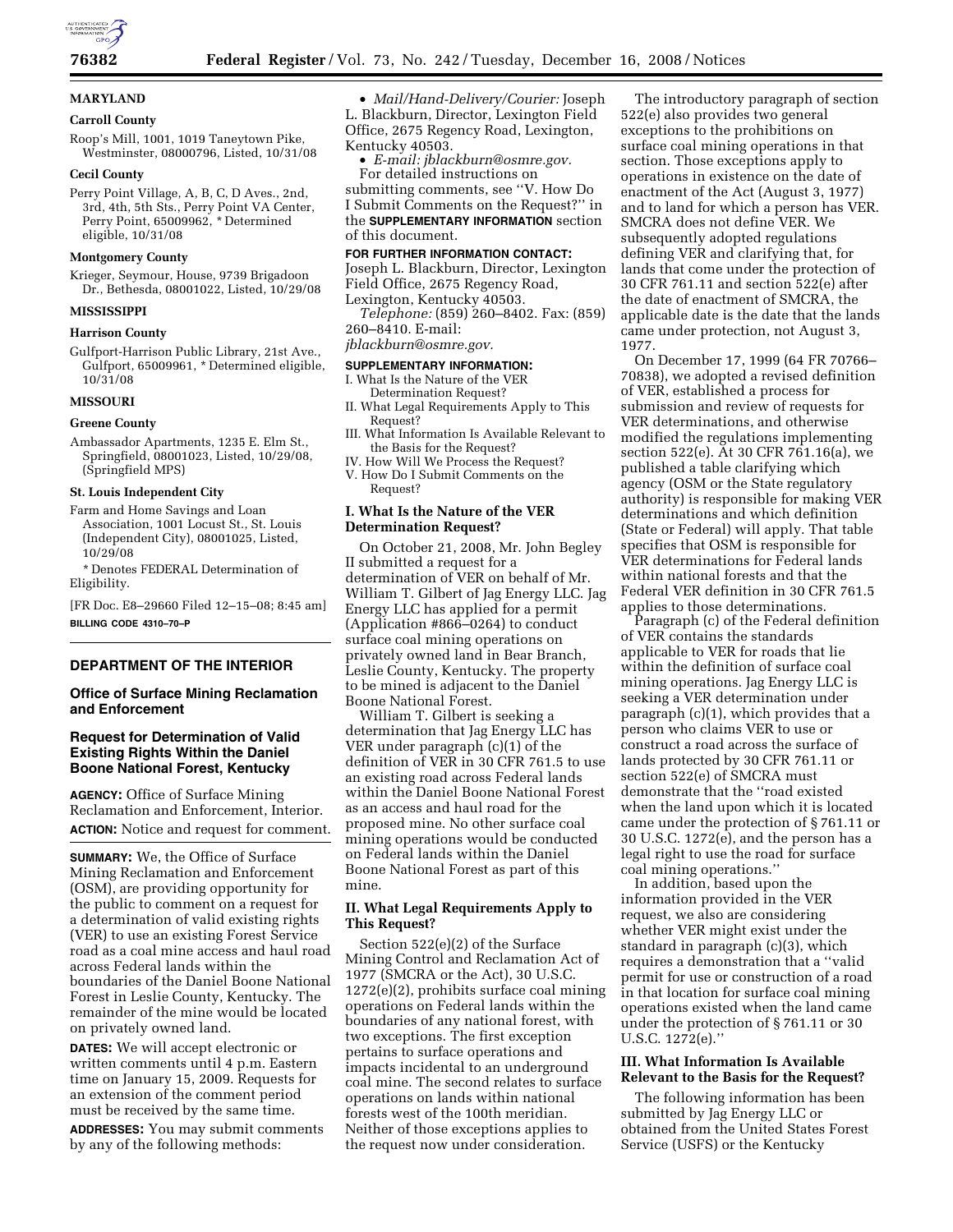**MARYLAND**

**Carroll County**

Roop's Mill, 1001, 1019 Taneytown Pike, Westminster, 08000796, Listed, 10/31/08

**Cecil County**

Perry Point Village, A, B, C, D Aves., 2nd, 3rd, 4th, 5th Sts., Perry Point VA Center, Perry Point, 65009962, * Determined eligible, 10/31/08

**Montgomery County**

Krieger, Seymour, House, 9739 Brigadoon Dr., Bethesda, 08001022, Listed, 10/29/08

**MISSISSIPPI**

**Harrison County**

Gulfport-Harrison Public Library, 21st Ave., Gulfport, 65009961, * Determined eligible, 10/31/08

**MISSOURI**

**Greene County**

Ambassador Apartments, 1235 E. Elm St., Springfield, 08001023, Listed, 10/29/08, (Springfield MPS)

**St. Louis Independent City**

Farm and Home Savings and Loan Association, 1001 Locust St., St. Louis (Independent City), 08001025, Listed, 10/29/08

* Denotes FEDERAL Determination of Eligibility.

[FR Doc. E8–29660 Filed 12–15–08; 8:45 am]

**BILLING CODE 4310–70–P**

## DEPARTMENT OF THE INTERIOR

### Office of Surface Mining Reclamation and Enforcement

### Request for Determination of Valid Existing Rights Within the Daniel Boone National Forest, Kentucky

**AGENCY:** Office of Surface Mining Reclamation and Enforcement, Interior.

**ACTION:** Notice and request for comment.

**SUMMARY:** We, the Office of Surface Mining Reclamation and Enforcement (OSM), are providing opportunity for the public to comment on a request for a determination of valid existing rights (VER) to use an existing Forest Service road as a coal mine access and haul road across Federal lands within the boundaries of the Daniel Boone National Forest in Leslie County, Kentucky. The remainder of the mine would be located on privately owned land.

**DATES:** We will accept electronic or written comments until 4 p.m. Eastern time on January 15, 2009. Requests for an extension of the comment period must be received by the same time.

**ADDRESSES:** You may submit comments by any of the following methods:

- *Mail/Hand-Delivery/Courier:* Joseph L. Blackburn, Director, Lexington Field Office, 2675 Regency Road, Lexington, Kentucky 40503.
- *E-mail: jblackburn@osmre.gov.*

For detailed instructions on submitting comments, see ''V. How Do I Submit Comments on the Request?'' in the **SUPPLEMENTARY INFORMATION** section of this document.

**FOR FURTHER INFORMATION CONTACT:** Joseph L. Blackburn, Director, Lexington Field Office, 2675 Regency Road, Lexington, Kentucky 40503.

*Telephone:* (859) 260–8402. Fax: (859) 260–8410. E-mail: *jblackburn@osmre.gov.*

**SUPPLEMENTARY INFORMATION:**

I. What Is the Nature of the VER Determination Request?
II. What Legal Requirements Apply to This Request?
III. What Information Is Available Relevant to the Basis for the Request?
IV. How Will We Process the Request?
V. How Do I Submit Comments on the Request?

### I. What Is the Nature of the VER Determination Request?

On October 21, 2008, Mr. John Begley II submitted a request for a determination of VER on behalf of Mr. William T. Gilbert of Jag Energy LLC. Jag Energy LLC has applied for a permit (Application #866–0264) to conduct surface coal mining operations on privately owned land in Bear Branch, Leslie County, Kentucky. The property to be mined is adjacent to the Daniel Boone National Forest.

William T. Gilbert is seeking a determination that Jag Energy LLC has VER under paragraph (c)(1) of the definition of VER in 30 CFR 761.5 to use an existing road across Federal lands within the Daniel Boone National Forest as an access and haul road for the proposed mine. No other surface coal mining operations would be conducted on Federal lands within the Daniel Boone National Forest as part of this mine.

### II. What Legal Requirements Apply to This Request?

Section 522(e)(2) of the Surface Mining Control and Reclamation Act of 1977 (SMCRA or the Act), 30 U.S.C. 1272(e)(2), prohibits surface coal mining operations on Federal lands within the boundaries of any national forest, with two exceptions. The first exception pertains to surface operations and impacts incidental to an underground coal mine. The second relates to surface operations on lands within national forests west of the 100th meridian. Neither of those exceptions applies to the request now under consideration.

The introductory paragraph of section 522(e) also provides two general exceptions to the prohibitions on surface coal mining operations in that section. Those exceptions apply to operations in existence on the date of enactment of the Act (August 3, 1977) and to land for which a person has VER. SMCRA does not define VER. We subsequently adopted regulations defining VER and clarifying that, for lands that come under the protection of 30 CFR 761.11 and section 522(e) after the date of enactment of SMCRA, the applicable date is the date that the lands came under protection, not August 3, 1977.

On December 17, 1999 (64 FR 70766–70838), we adopted a revised definition of VER, established a process for submission and review of requests for VER determinations, and otherwise modified the regulations implementing section 522(e). At 30 CFR 761.16(a), we published a table clarifying which agency (OSM or the State regulatory authority) is responsible for making VER determinations and which definition (State or Federal) will apply. That table specifies that OSM is responsible for VER determinations for Federal lands within national forests and that the Federal VER definition in 30 CFR 761.5 applies to those determinations.

Paragraph (c) of the Federal definition of VER contains the standards applicable to VER for roads that lie within the definition of surface coal mining operations. Jag Energy LLC is seeking a VER determination under paragraph (c)(1), which provides that a person who claims VER to use or construct a road across the surface of lands protected by 30 CFR 761.11 or section 522(e) of SMCRA must demonstrate that the ''road existed when the land upon which it is located came under the protection of § 761.11 or 30 U.S.C. 1272(e), and the person has a legal right to use the road for surface coal mining operations.''

In addition, based upon the information provided in the VER request, we also are considering whether VER might exist under the standard in paragraph (c)(3), which requires a demonstration that a ''valid permit for use or construction of a road in that location for surface coal mining operations existed when the land came under the protection of § 761.11 or 30 U.S.C. 1272(e).''

### III. What Information Is Available Relevant to the Basis for the Request?

The following information has been submitted by Jag Energy LLC or obtained from the United States Forest Service (USFS) or the Kentucky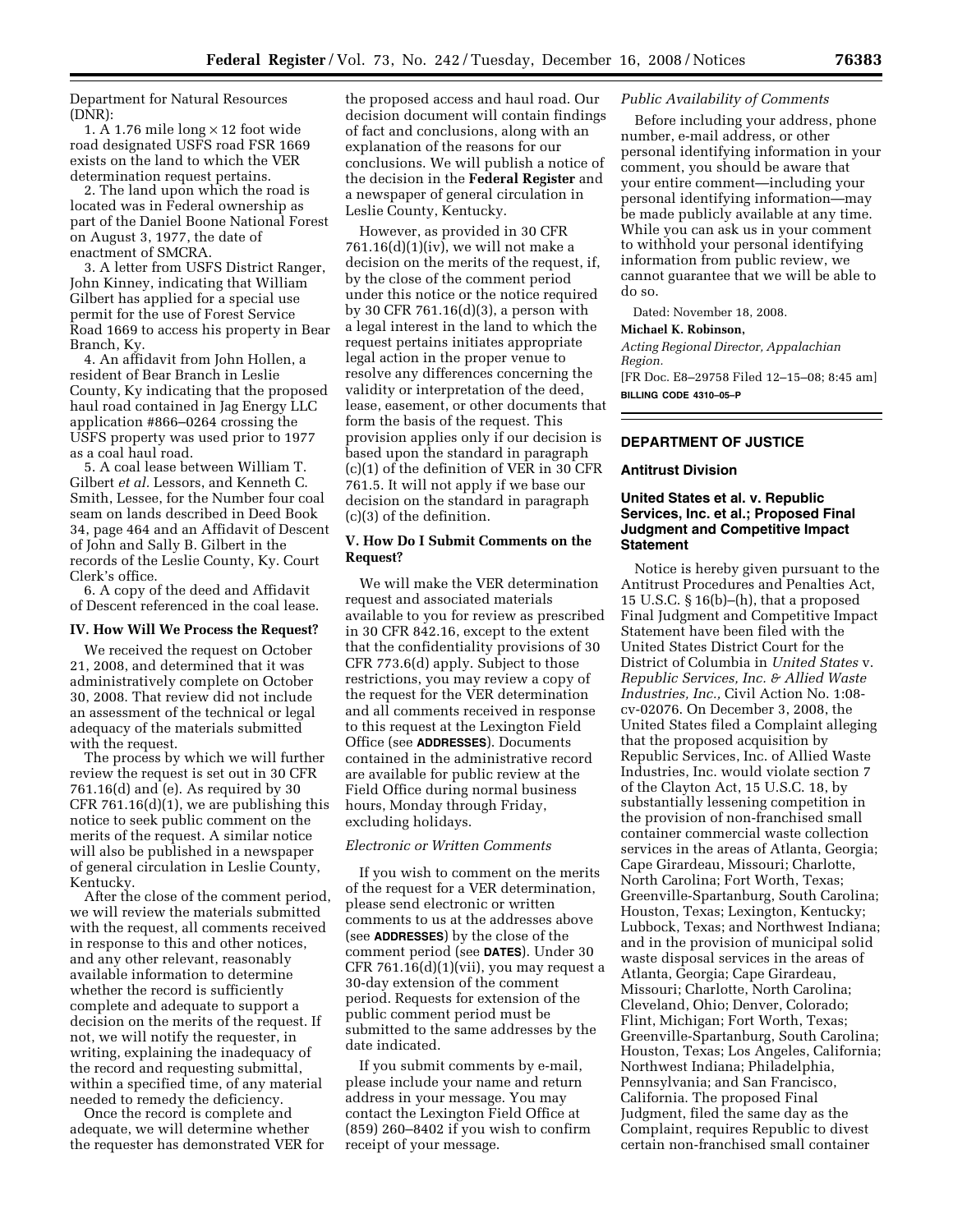Department for Natural Resources (DNR):

1. A 1.76 mile long × 12 foot wide road designated USFS road FSR 1669 exists on the land to which the VER determination request pertains.

2. The land upon which the road is located was in Federal ownership as part of the Daniel Boone National Forest on August 3, 1977, the date of enactment of SMCRA.

3. A letter from USFS District Ranger, John Kinney, indicating that William Gilbert has applied for a special use permit for the use of Forest Service Road 1669 to access his property in Bear Branch, Ky.

4. An affidavit from John Hollen, a resident of Bear Branch in Leslie County, Ky indicating that the proposed haul road contained in Jag Energy LLC application #866–0264 crossing the USFS property was used prior to 1977 as a coal haul road.

5. A coal lease between William T. Gilbert *et al.* Lessors, and Kenneth C. Smith, Lessee, for the Number four coal seam on lands described in Deed Book 34, page 464 and an Affidavit of Descent of John and Sally B. Gilbert in the records of the Leslie County, Ky. Court Clerk's office.

6. A copy of the deed and Affidavit of Descent referenced in the coal lease.

### IV. How Will We Process the Request?

We received the request on October 21, 2008, and determined that it was administratively complete on October 30, 2008. That review did not include an assessment of the technical or legal adequacy of the materials submitted with the request.

The process by which we will further review the request is set out in 30 CFR 761.16(d) and (e). As required by 30 CFR 761.16(d)(1), we are publishing this notice to seek public comment on the merits of the request. A similar notice will also be published in a newspaper of general circulation in Leslie County, Kentucky.

After the close of the comment period, we will review the materials submitted with the request, all comments received in response to this and other notices, and any other relevant, reasonably available information to determine whether the record is sufficiently complete and adequate to support a decision on the merits of the request. If not, we will notify the requester, in writing, explaining the inadequacy of the record and requesting submittal, within a specified time, of any material needed to remedy the deficiency.

Once the record is complete and adequate, we will determine whether the requester has demonstrated VER for the proposed access and haul road. Our decision document will contain findings of fact and conclusions, along with an explanation of the reasons for our conclusions. We will publish a notice of the decision in the **Federal Register** and a newspaper of general circulation in Leslie County, Kentucky.

However, as provided in 30 CFR 761.16(d)(1)(iv), we will not make a decision on the merits of the request, if, by the close of the comment period under this notice or the notice required by 30 CFR 761.16(d)(3), a person with a legal interest in the land to which the request pertains initiates appropriate legal action in the proper venue to resolve any differences concerning the validity or interpretation of the deed, lease, easement, or other documents that form the basis of the request. This provision applies only if our decision is based upon the standard in paragraph (c)(1) of the definition of VER in 30 CFR 761.5. It will not apply if we base our decision on the standard in paragraph (c)(3) of the definition.

### V. How Do I Submit Comments on the Request?

We will make the VER determination request and associated materials available to you for review as prescribed in 30 CFR 842.16, except to the extent that the confidentiality provisions of 30 CFR 773.6(d) apply. Subject to those restrictions, you may review a copy of the request for the VER determination and all comments received in response to this request at the Lexington Field Office (see **ADDRESSES**). Documents contained in the administrative record are available for public review at the Field Office during normal business hours, Monday through Friday, excluding holidays.

*Electronic or Written Comments*

If you wish to comment on the merits of the request for a VER determination, please send electronic or written comments to us at the addresses above (see **ADDRESSES**) by the close of the comment period (see **DATES**). Under 30 CFR 761.16(d)(1)(vii), you may request a 30-day extension of the comment period. Requests for extension of the public comment period must be submitted to the same addresses by the date indicated.

If you submit comments by e-mail, please include your name and return address in your message. You may contact the Lexington Field Office at (859) 260–8402 if you wish to confirm receipt of your message.

*Public Availability of Comments*

Before including your address, phone number, e-mail address, or other personal identifying information in your comment, you should be aware that your entire comment—including your personal identifying information—may be made publicly available at any time. While you can ask us in your comment to withhold your personal identifying information from public review, we cannot guarantee that we will be able to do so.

Dated: November 18, 2008.

**Michael K. Robinson,**

*Acting Regional Director, Appalachian Region.*

[FR Doc. E8–29758 Filed 12–15–08; 8:45 am]

**BILLING CODE 4310–05–P**

## DEPARTMENT OF JUSTICE

### Antitrust Division

### United States et al. v. Republic Services, Inc. et al.; Proposed Final Judgment and Competitive Impact Statement

Notice is hereby given pursuant to the Antitrust Procedures and Penalties Act, 15 U.S.C. § 16(b)–(h), that a proposed Final Judgment and Competitive Impact Statement have been filed with the United States District Court for the District of Columbia in *United States* v. *Republic Services, Inc. & Allied Waste Industries, Inc.,* Civil Action No. 1:08-cv-02076. On December 3, 2008, the United States filed a Complaint alleging that the proposed acquisition by Republic Services, Inc. of Allied Waste Industries, Inc. would violate section 7 of the Clayton Act, 15 U.S.C. 18, by substantially lessening competition in the provision of non-franchised small container commercial waste collection services in the areas of Atlanta, Georgia; Cape Girardeau, Missouri; Charlotte, North Carolina; Fort Worth, Texas; Greenville-Spartanburg, South Carolina; Houston, Texas; Lexington, Kentucky; Lubbock, Texas; and Northwest Indiana; and in the provision of municipal solid waste disposal services in the areas of Atlanta, Georgia; Cape Girardeau, Missouri; Charlotte, North Carolina; Cleveland, Ohio; Denver, Colorado; Flint, Michigan; Fort Worth, Texas; Greenville-Spartanburg, South Carolina; Houston, Texas; Los Angeles, California; Northwest Indiana; Philadelphia, Pennsylvania; and San Francisco, California. The proposed Final Judgment, filed the same day as the Complaint, requires Republic to divest certain non-franchised small container